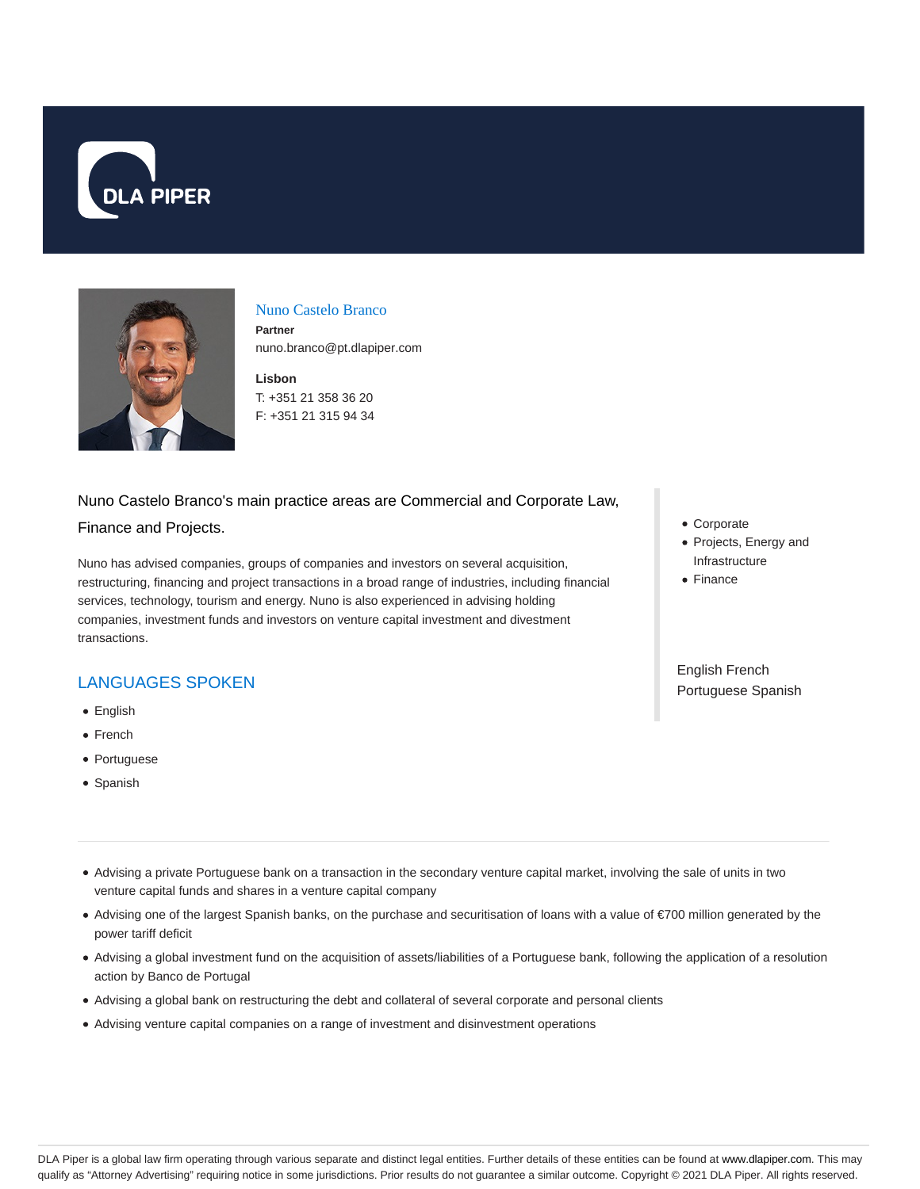DLA PIPER

## Nuno Castelo Branco

**Partner**

nuno.branco@pt.dlapiper.com

**Lisbon**

T: +351 21 358 36 20

F: +351 21 315 94 34

Nuno Castelo Branco's main practice areas are Commercial and Corporate Law, Finance and Projects.

Nuno has advised companies, groups of companies and investors on several acquisition, restructuring, financing and project transactions in a broad range of industries, including financial services, technology, tourism and energy. Nuno is also experienced in advising holding companies, investment funds and investors on venture capital investment and divestment transactions.

- Corporate
- Projects, Energy and Infrastructure
- Finance

English French
Portuguese Spanish

## LANGUAGES SPOKEN

- English
- French
- Portuguese
- Spanish

---

- Advising a private Portuguese bank on a transaction in the secondary venture capital market, involving the sale of units in two venture capital funds and shares in a venture capital company
- Advising one of the largest Spanish banks, on the purchase and securitisation of loans with a value of €700 million generated by the power tariff deficit
- Advising a global investment fund on the acquisition of assets/liabilities of a Portuguese bank, following the application of a resolution action by Banco de Portugal
- Advising a global bank on restructuring the debt and collateral of several corporate and personal clients
- Advising venture capital companies on a range of investment and disinvestment operations

DLA Piper is a global law firm operating through various separate and distinct legal entities. Further details of these entities can be found at www.dlapiper.com. This may qualify as "Attorney Advertising" requiring notice in some jurisdictions. Prior results do not guarantee a similar outcome. Copyright © 2021 DLA Piper. All rights reserved.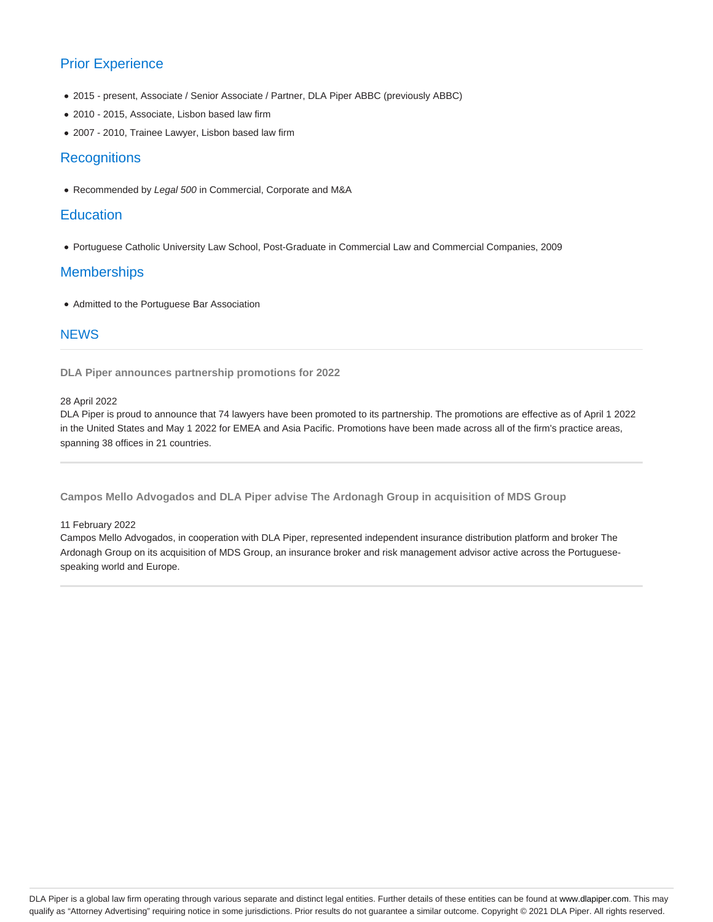## Prior Experience

- 2015 - present, Associate / Senior Associate / Partner, DLA Piper ABBC (previously ABBC)
- 2010 - 2015, Associate, Lisbon based law firm
- 2007 - 2010, Trainee Lawyer, Lisbon based law firm

## Recognitions

- Recommended by *Legal 500* in Commercial, Corporate and M&A

## Education

- Portuguese Catholic University Law School, Post-Graduate in Commercial Law and Commercial Companies, 2009

## Memberships

- Admitted to the Portuguese Bar Association

## NEWS

**DLA Piper announces partnership promotions for 2022**

28 April 2022
DLA Piper is proud to announce that 74 lawyers have been promoted to its partnership. The promotions are effective as of April 1 2022 in the United States and May 1 2022 for EMEA and Asia Pacific. Promotions have been made across all of the firm's practice areas, spanning 38 offices in 21 countries.

**Campos Mello Advogados and DLA Piper advise The Ardonagh Group in acquisition of MDS Group**

11 February 2022
Campos Mello Advogados, in cooperation with DLA Piper, represented independent insurance distribution platform and broker The Ardonagh Group on its acquisition of MDS Group, an insurance broker and risk management advisor active across the Portuguese-speaking world and Europe.

DLA Piper is a global law firm operating through various separate and distinct legal entities. Further details of these entities can be found at www.dlapiper.com. This may qualify as "Attorney Advertising" requiring notice in some jurisdictions. Prior results do not guarantee a similar outcome. Copyright © 2021 DLA Piper. All rights reserved.